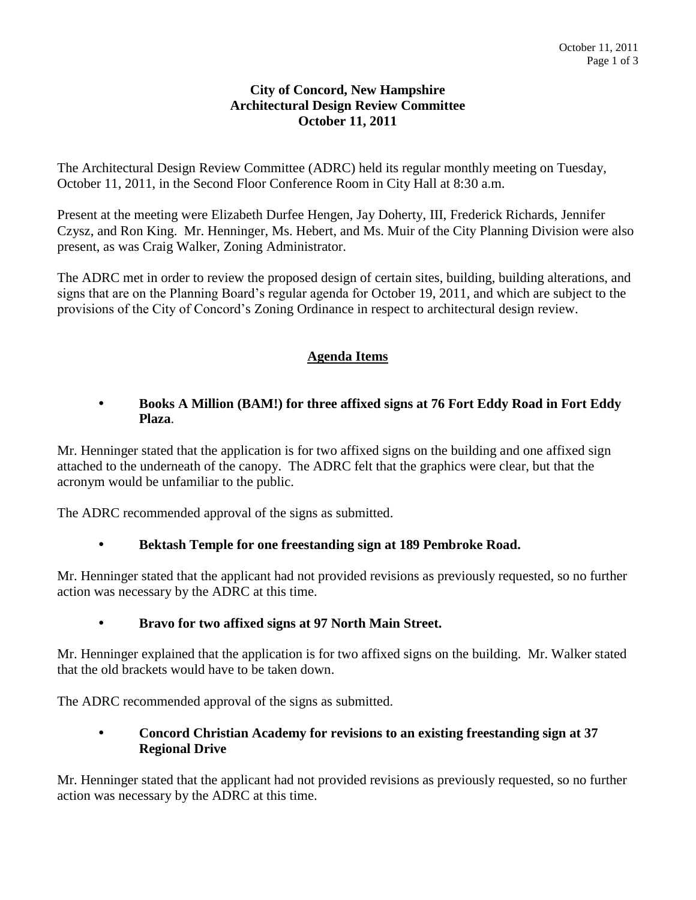# City of Concord, New Hampshire
## Architectural Design Review Committee
## October 11, 2011

The Architectural Design Review Committee (ADRC) held its regular monthly meeting on Tuesday, October 11, 2011, in the Second Floor Conference Room in City Hall at 8:30 a.m.

Present at the meeting were Elizabeth Durfee Hengen, Jay Doherty, III, Frederick Richards, Jennifer Czysz, and Ron King. Mr. Henninger, Ms. Hebert, and Ms. Muir of the City Planning Division were also present, as was Craig Walker, Zoning Administrator.

The ADRC met in order to review the proposed design of certain sites, building, building alterations, and signs that are on the Planning Board's regular agenda for October 19, 2011, and which are subject to the provisions of the City of Concord's Zoning Ordinance in respect to architectural design review.

## Agenda Items

- **Books A Million (BAM!) for three affixed signs at 76 Fort Eddy Road in Fort Eddy Plaza**.

Mr. Henninger stated that the application is for two affixed signs on the building and one affixed sign attached to the underneath of the canopy. The ADRC felt that the graphics were clear, but that the acronym would be unfamiliar to the public.

The ADRC recommended approval of the signs as submitted.

- **Bektash Temple for one freestanding sign at 189 Pembroke Road.**

Mr. Henninger stated that the applicant had not provided revisions as previously requested, so no further action was necessary by the ADRC at this time.

- **Bravo for two affixed signs at 97 North Main Street.**

Mr. Henninger explained that the application is for two affixed signs on the building. Mr. Walker stated that the old brackets would have to be taken down.

The ADRC recommended approval of the signs as submitted.

- **Concord Christian Academy for revisions to an existing freestanding sign at 37 Regional Drive**

Mr. Henninger stated that the applicant had not provided revisions as previously requested, so no further action was necessary by the ADRC at this time.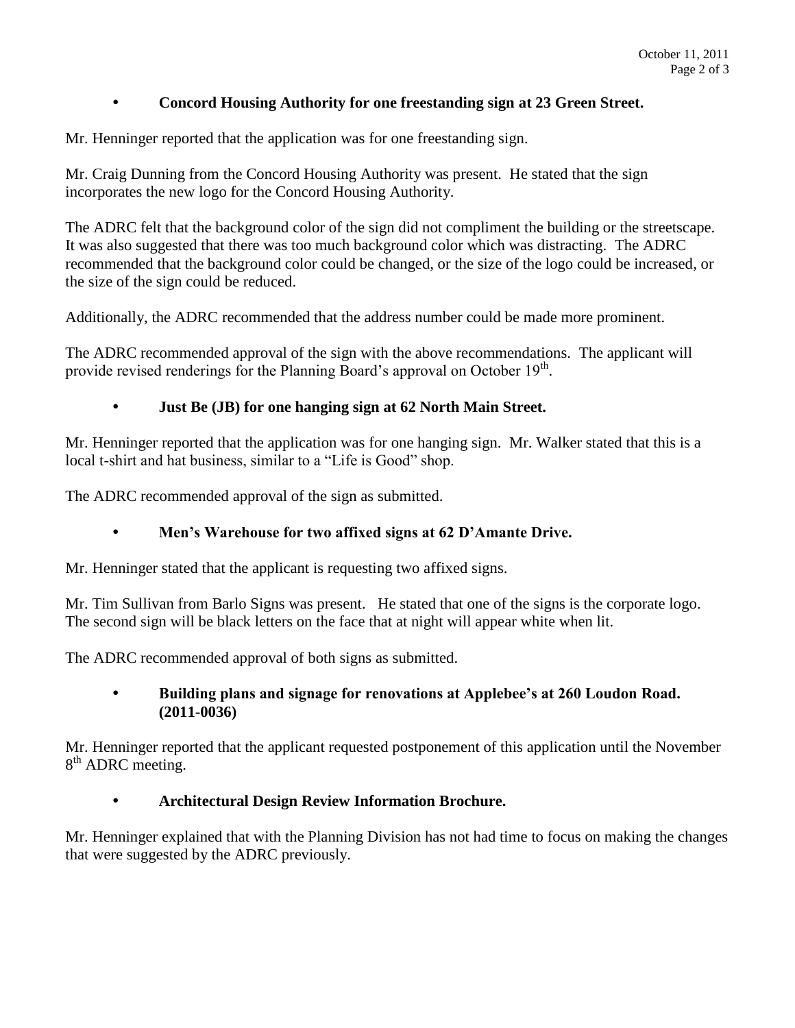- **Concord Housing Authority for one freestanding sign at 23 Green Street.**

Mr. Henninger reported that the application was for one freestanding sign.

Mr. Craig Dunning from the Concord Housing Authority was present. He stated that the sign incorporates the new logo for the Concord Housing Authority.

The ADRC felt that the background color of the sign did not compliment the building or the streetscape. It was also suggested that there was too much background color which was distracting. The ADRC recommended that the background color could be changed, or the size of the logo could be increased, or the size of the sign could be reduced.

Additionally, the ADRC recommended that the address number could be made more prominent.

The ADRC recommended approval of the sign with the above recommendations. The applicant will provide revised renderings for the Planning Board's approval on October 19th.

- **Just Be (JB) for one hanging sign at 62 North Main Street.**

Mr. Henninger reported that the application was for one hanging sign. Mr. Walker stated that this is a local t-shirt and hat business, similar to a "Life is Good" shop.

The ADRC recommended approval of the sign as submitted.

- **Men's Warehouse for two affixed signs at 62 D'Amante Drive.**

Mr. Henninger stated that the applicant is requesting two affixed signs.

Mr. Tim Sullivan from Barlo Signs was present. He stated that one of the signs is the corporate logo. The second sign will be black letters on the face that at night will appear white when lit.

The ADRC recommended approval of both signs as submitted.

- **Building plans and signage for renovations at Applebee's at 260 Loudon Road. (2011-0036)**

Mr. Henninger reported that the applicant requested postponement of this application until the November 8th ADRC meeting.

- **Architectural Design Review Information Brochure.**

Mr. Henninger explained that with the Planning Division has not had time to focus on making the changes that were suggested by the ADRC previously.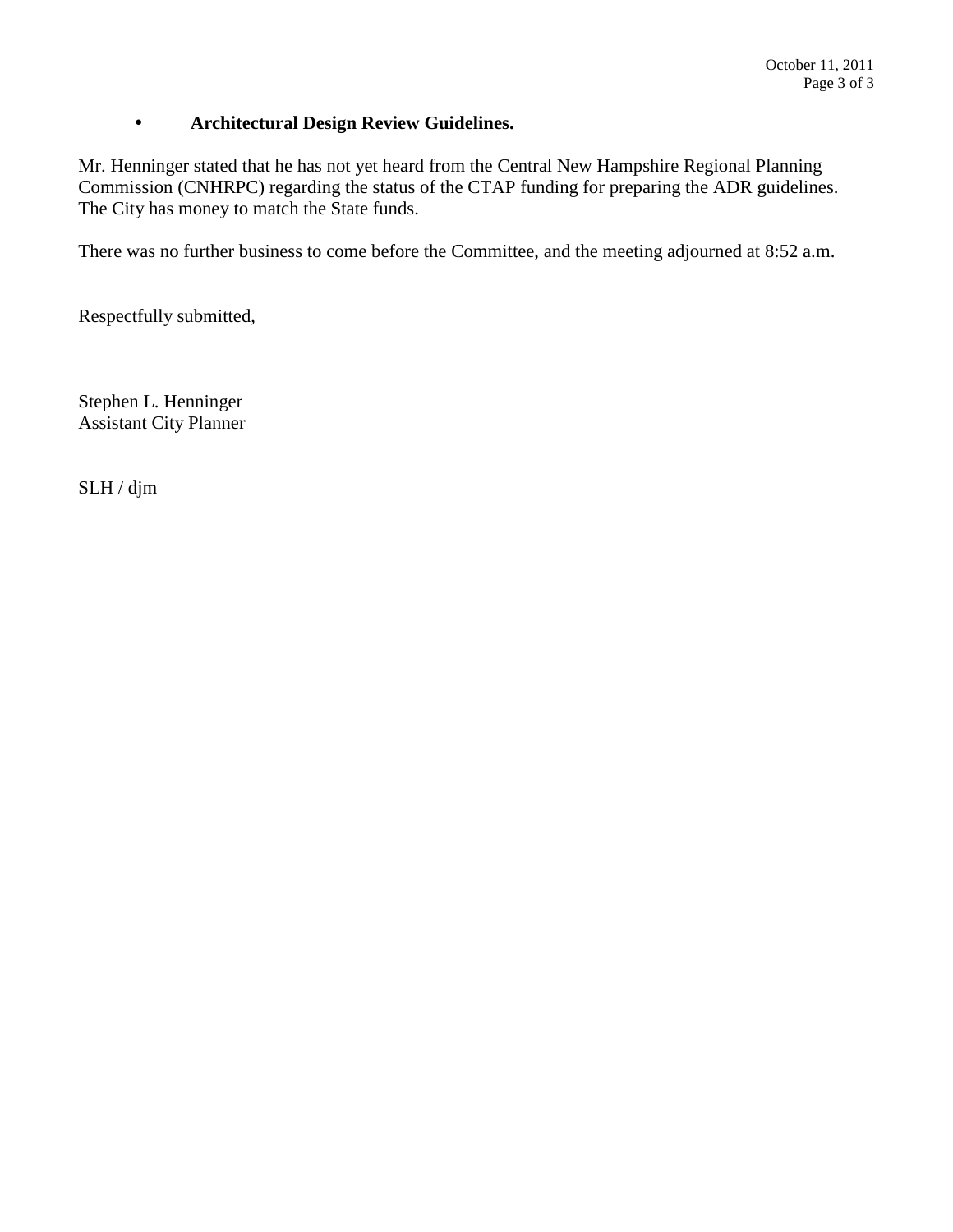- **Architectural Design Review Guidelines.**

Mr. Henninger stated that he has not yet heard from the Central New Hampshire Regional Planning Commission (CNHRPC) regarding the status of the CTAP funding for preparing the ADR guidelines. The City has money to match the State funds.

There was no further business to come before the Committee, and the meeting adjourned at 8:52 a.m.

Respectfully submitted,

Stephen L. Henninger
Assistant City Planner

SLH / djm